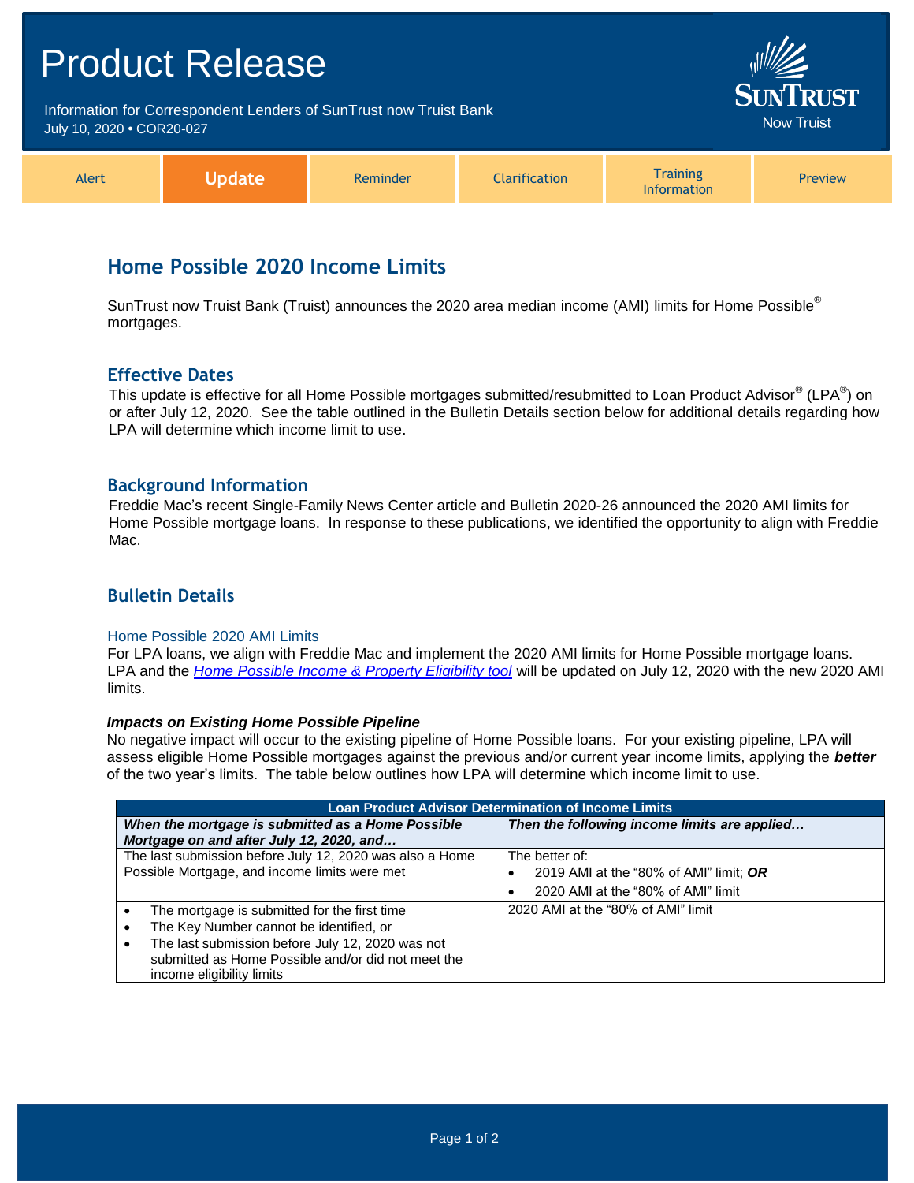# Product Release

Information for Correspondent Lenders of SunTrust now Truist Bank
July 10, 2020 • COR20-027

SunTrust Now Truist

Alert | **Update** | Reminder | Clarification | Training Information | Preview

## Home Possible 2020 Income Limits

SunTrust now Truist Bank (Truist) announces the 2020 area median income (AMI) limits for Home Possible® mortgages.

### Effective Dates

This update is effective for all Home Possible mortgages submitted/resubmitted to Loan Product Advisor® (LPA®) on or after July 12, 2020. See the table outlined in the Bulletin Details section below for additional details regarding how LPA will determine which income limit to use.

### Background Information

Freddie Mac's recent Single-Family News Center article and Bulletin 2020-26 announced the 2020 AMI limits for Home Possible mortgage loans. In response to these publications, we identified the opportunity to align with Freddie Mac.

### Bulletin Details

#### Home Possible 2020 AMI Limits

For LPA loans, we align with Freddie Mac and implement the 2020 AMI limits for Home Possible mortgage loans. LPA and the *Home Possible Income & Property Eligibility tool* will be updated on July 12, 2020 with the new 2020 AMI limits.

***Impacts on Existing Home Possible Pipeline***

No negative impact will occur to the existing pipeline of Home Possible loans. For your existing pipeline, LPA will assess eligible Home Possible mortgages against the previous and/or current year income limits, applying the ***better*** of the two year's limits. The table below outlines how LPA will determine which income limit to use.

| Loan Product Advisor Determination of Income Limits | |
|---|---|
| ***When the mortgage is submitted as a Home Possible Mortgage on and after July 12, 2020, and…*** | ***Then the following income limits are applied…*** |
| The last submission before July 12, 2020 was also a Home Possible Mortgage, and income limits were met | The better of:<br>• 2019 AMI at the "80% of AMI" limit; ***OR***<br>• 2020 AMI at the "80% of AMI" limit |
| • The mortgage is submitted for the first time<br>• The Key Number cannot be identified, or<br>• The last submission before July 12, 2020 was not submitted as Home Possible and/or did not meet the income eligibility limits | 2020 AMI at the "80% of AMI" limit |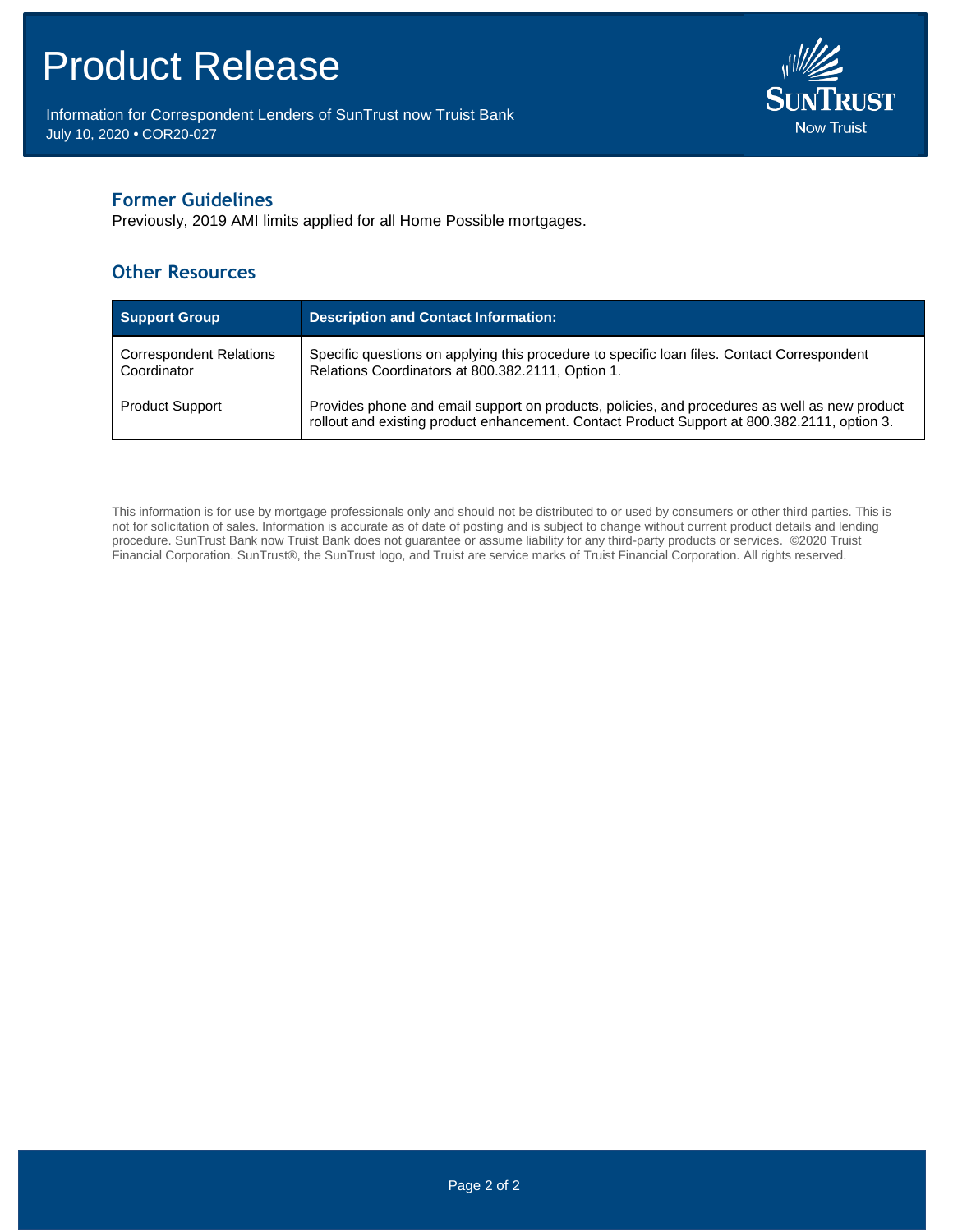## Former Guidelines

Previously, 2019 AMI limits applied for all Home Possible mortgages.

## Other Resources

| Support Group | Description and Contact Information: |
|---|---|
| Correspondent Relations Coordinator | Specific questions on applying this procedure to specific loan files. Contact Correspondent Relations Coordinators at 800.382.2111, Option 1. |
| Product Support | Provides phone and email support on products, policies, and procedures as well as new product rollout and existing product enhancement. Contact Product Support at 800.382.2111, option 3. |

This information is for use by mortgage professionals only and should not be distributed to or used by consumers or other third parties. This is not for solicitation of sales. Information is accurate as of date of posting and is subject to change without current product details and lending procedure. SunTrust Bank now Truist Bank does not guarantee or assume liability for any third-party products or services. ©2020 Truist Financial Corporation. SunTrust®, the SunTrust logo, and Truist are service marks of Truist Financial Corporation. All rights reserved.